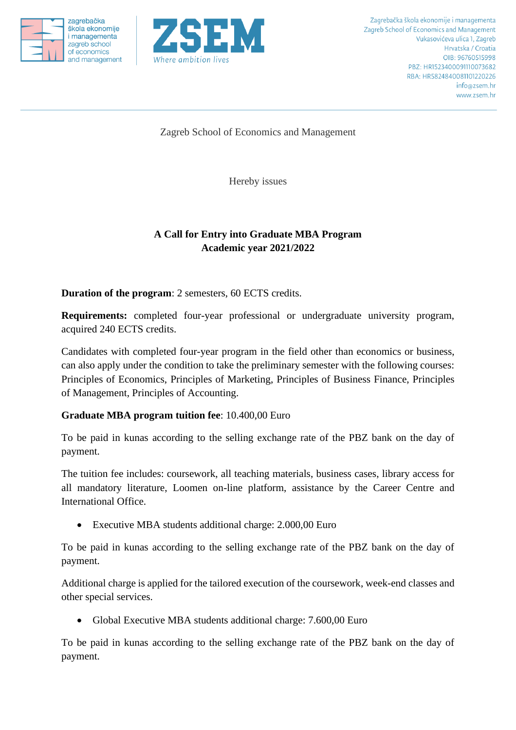Zagrebačka škola ekonomije i managementa
Zagreb School of Economics and Management
Vukasovićeva ulica 1, Zagreb
Hrvatska / Croatia
OIB: 96760515998
PBZ: HR1523400091110073682
RBA: HR5824840081101220226
info@zsem.hr
www.zsem.hr

Zagreb School of Economics and Management

Hereby issues

## A Call for Entry into Graduate MBA Program
## Academic year 2021/2022

**Duration of the program**: 2 semesters, 60 ECTS credits.

**Requirements:** completed four-year professional or undergraduate university program, acquired 240 ECTS credits.

Candidates with completed four-year program in the field other than economics or business, can also apply under the condition to take the preliminary semester with the following courses: Principles of Economics, Principles of Marketing, Principles of Business Finance, Principles of Management, Principles of Accounting.

**Graduate MBA program tuition fee**: 10.400,00 Euro

To be paid in kunas according to the selling exchange rate of the PBZ bank on the day of payment.

The tuition fee includes: coursework, all teaching materials, business cases, library access for all mandatory literature, Loomen on-line platform, assistance by the Career Centre and International Office.

- Executive MBA students additional charge: 2.000,00 Euro

To be paid in kunas according to the selling exchange rate of the PBZ bank on the day of payment.

Additional charge is applied for the tailored execution of the coursework, week-end classes and other special services.

- Global Executive MBA students additional charge: 7.600,00 Euro

To be paid in kunas according to the selling exchange rate of the PBZ bank on the day of payment.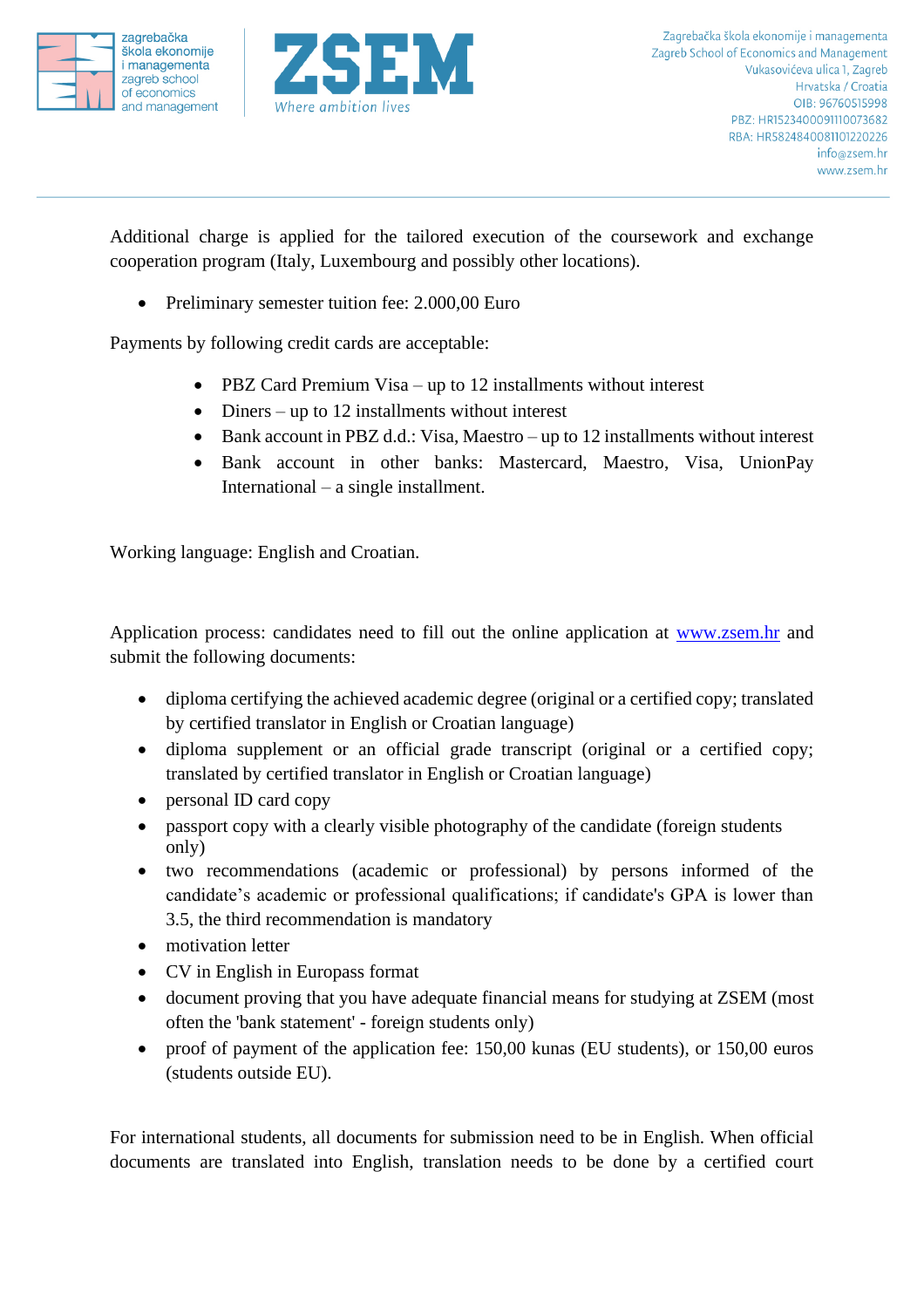Additional charge is applied for the tailored execution of the coursework and exchange cooperation program (Italy, Luxembourg and possibly other locations).

- Preliminary semester tuition fee: 2.000,00 Euro

Payments by following credit cards are acceptable:

- PBZ Card Premium Visa – up to 12 installments without interest
- Diners – up to 12 installments without interest
- Bank account in PBZ d.d.: Visa, Maestro – up to 12 installments without interest
- Bank account in other banks: Mastercard, Maestro, Visa, UnionPay International – a single installment.

Working language: English and Croatian.

Application process: candidates need to fill out the online application at [www.zsem.hr](http://www.zsem.hr) and submit the following documents:

- diploma certifying the achieved academic degree (original or a certified copy; translated by certified translator in English or Croatian language)
- diploma supplement or an official grade transcript (original or a certified copy; translated by certified translator in English or Croatian language)
- personal ID card copy
- passport copy with a clearly visible photography of the candidate (foreign students only)
- two recommendations (academic or professional) by persons informed of the candidate's academic or professional qualifications; if candidate's GPA is lower than 3.5, the third recommendation is mandatory
- motivation letter
- CV in English in Europass format
- document proving that you have adequate financial means for studying at ZSEM (most often the 'bank statement' - foreign students only)
- proof of payment of the application fee: 150,00 kunas (EU students), or 150,00 euros (students outside EU).

For international students, all documents for submission need to be in English. When official documents are translated into English, translation needs to be done by a certified court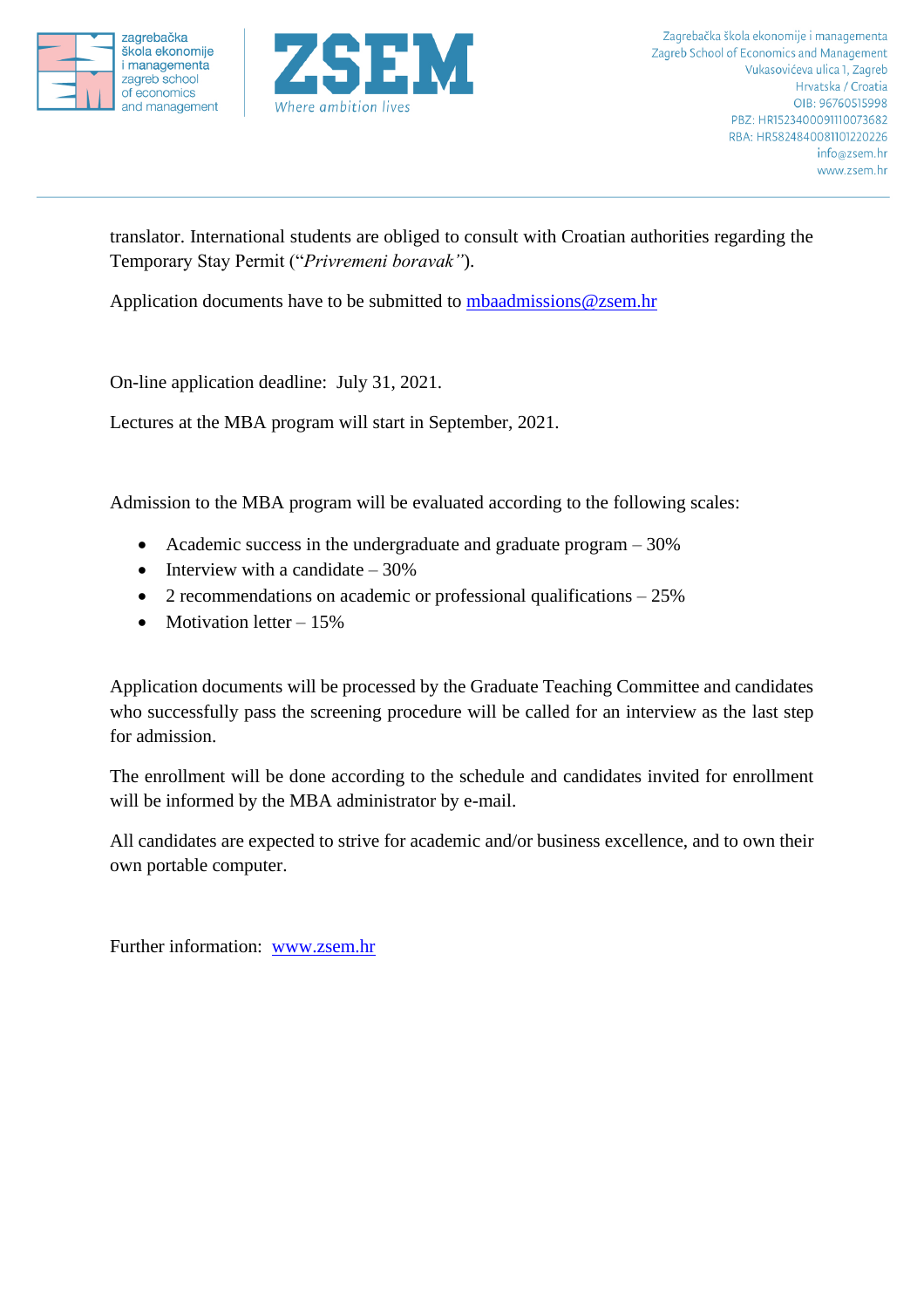translator. International students are obliged to consult with Croatian authorities regarding the Temporary Stay Permit ("*Privremeni boravak"*).

Application documents have to be submitted to mbaadmissions@zsem.hr

On-line application deadline: July 31, 2021.

Lectures at the MBA program will start in September, 2021.

Admission to the MBA program will be evaluated according to the following scales:

- Academic success in the undergraduate and graduate program – 30%
- Interview with a candidate – 30%
- 2 recommendations on academic or professional qualifications – 25%
- Motivation letter – 15%

Application documents will be processed by the Graduate Teaching Committee and candidates who successfully pass the screening procedure will be called for an interview as the last step for admission.

The enrollment will be done according to the schedule and candidates invited for enrollment will be informed by the MBA administrator by e-mail.

All candidates are expected to strive for academic and/or business excellence, and to own their own portable computer.

Further information: www.zsem.hr